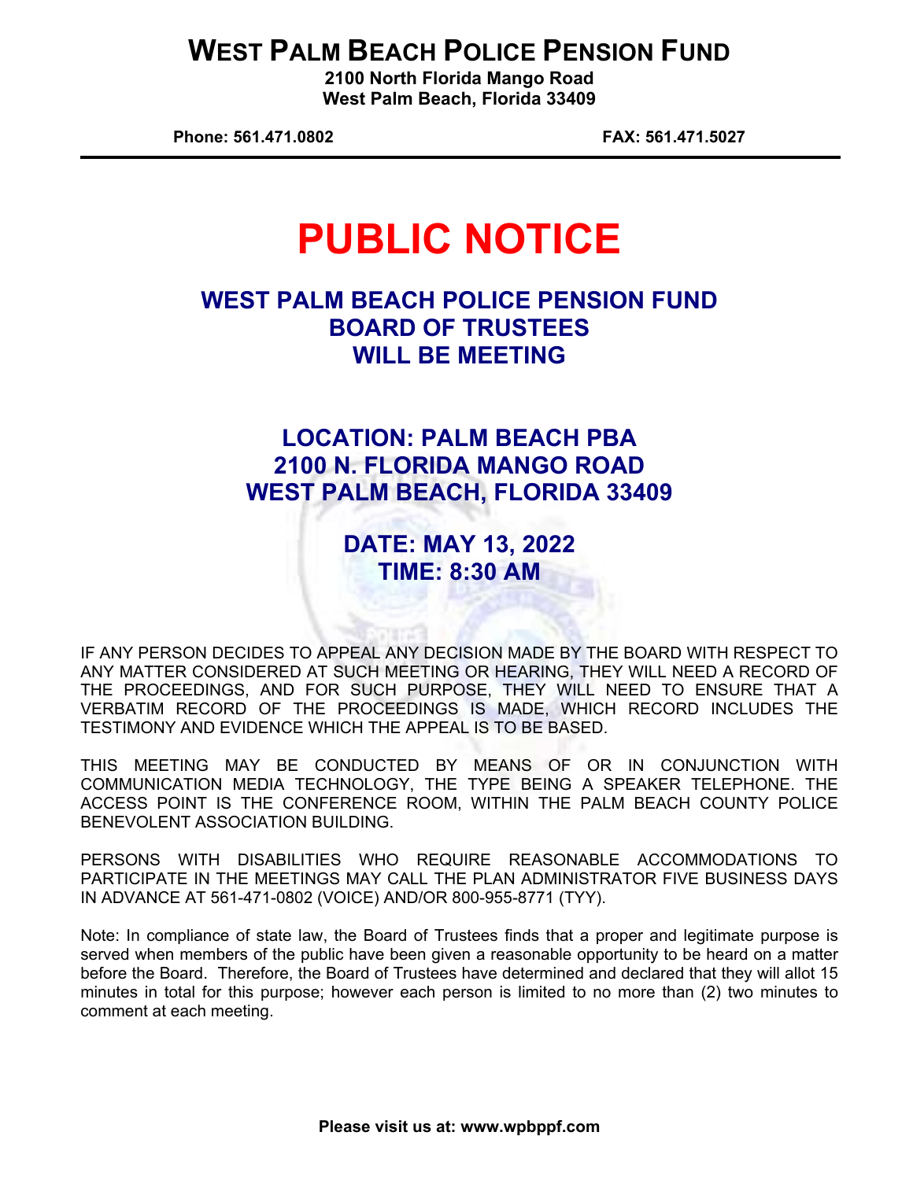# WEST PALM BEACH POLICE PENSION FUND

**2100 North Florida Mango Road**
**West Palm Beach, Florida 33409**

**Phone: 561.471.0802** **FAX: 561.471.5027**

# PUBLIC NOTICE

## WEST PALM BEACH POLICE PENSION FUND BOARD OF TRUSTEES WILL BE MEETING

## LOCATION: PALM BEACH PBA 2100 N. FLORIDA MANGO ROAD WEST PALM BEACH, FLORIDA 33409

## DATE: MAY 13, 2022 TIME: 8:30 AM

IF ANY PERSON DECIDES TO APPEAL ANY DECISION MADE BY THE BOARD WITH RESPECT TO ANY MATTER CONSIDERED AT SUCH MEETING OR HEARING, THEY WILL NEED A RECORD OF THE PROCEEDINGS, AND FOR SUCH PURPOSE, THEY WILL NEED TO ENSURE THAT A VERBATIM RECORD OF THE PROCEEDINGS IS MADE, WHICH RECORD INCLUDES THE TESTIMONY AND EVIDENCE WHICH THE APPEAL IS TO BE BASED.

THIS MEETING MAY BE CONDUCTED BY MEANS OF OR IN CONJUNCTION WITH COMMUNICATION MEDIA TECHNOLOGY, THE TYPE BEING A SPEAKER TELEPHONE. THE ACCESS POINT IS THE CONFERENCE ROOM, WITHIN THE PALM BEACH COUNTY POLICE BENEVOLENT ASSOCIATION BUILDING.

PERSONS WITH DISABILITIES WHO REQUIRE REASONABLE ACCOMMODATIONS TO PARTICIPATE IN THE MEETINGS MAY CALL THE PLAN ADMINISTRATOR FIVE BUSINESS DAYS IN ADVANCE AT 561-471-0802 (VOICE) AND/OR 800-955-8771 (TYY).

Note: In compliance of state law, the Board of Trustees finds that a proper and legitimate purpose is served when members of the public have been given a reasonable opportunity to be heard on a matter before the Board. Therefore, the Board of Trustees have determined and declared that they will allot 15 minutes in total for this purpose; however each person is limited to no more than (2) two minutes to comment at each meeting.

**Please visit us at: www.wpbppf.com**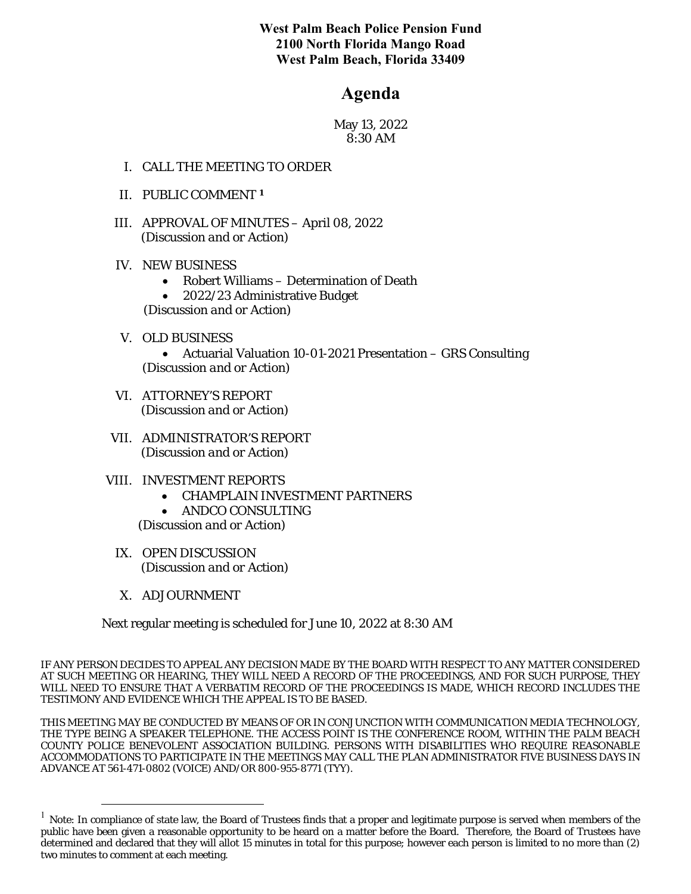**West Palm Beach Police Pension Fund**
**2100 North Florida Mango Road**
**West Palm Beach, Florida 33409**

# Agenda

May 13, 2022
8:30 AM

I. CALL THE MEETING TO ORDER

II. PUBLIC COMMENT [1]

III. APPROVAL OF MINUTES – April 08, 2022
*(Discussion and or Action)*

IV. NEW BUSINESS
- Robert Williams – Determination of Death
- 2022/23 Administrative Budget

*(Discussion and or Action)*

V. OLD BUSINESS
- Actuarial Valuation 10-01-2021 Presentation – GRS Consulting

*(Discussion and or Action)*

VI. ATTORNEY'S REPORT
*(Discussion and or Action)*

VII. ADMINISTRATOR'S REPORT
*(Discussion and or Action)*

VIII. INVESTMENT REPORTS
- CHAMPLAIN INVESTMENT PARTNERS
- ANDCO CONSULTING

*(Discussion and or Action)*

IX. OPEN DISCUSSION
*(Discussion and or Action)*

X. ADJOURNMENT

Next regular meeting is scheduled for June 10, 2022 at 8:30 AM

IF ANY PERSON DECIDES TO APPEAL ANY DECISION MADE BY THE BOARD WITH RESPECT TO ANY MATTER CONSIDERED AT SUCH MEETING OR HEARING, THEY WILL NEED A RECORD OF THE PROCEEDINGS, AND FOR SUCH PURPOSE, THEY WILL NEED TO ENSURE THAT A VERBATIM RECORD OF THE PROCEEDINGS IS MADE, WHICH RECORD INCLUDES THE TESTIMONY AND EVIDENCE WHICH THE APPEAL IS TO BE BASED.

THIS MEETING MAY BE CONDUCTED BY MEANS OF OR IN CONJUNCTION WITH COMMUNICATION MEDIA TECHNOLOGY, THE TYPE BEING A SPEAKER TELEPHONE. THE ACCESS POINT IS THE CONFERENCE ROOM, WITHIN THE PALM BEACH COUNTY POLICE BENEVOLENT ASSOCIATION BUILDING. PERSONS WITH DISABILITIES WHO REQUIRE REASONABLE ACCOMMODATIONS TO PARTICIPATE IN THE MEETINGS MAY CALL THE PLAN ADMINISTRATOR FIVE BUSINESS DAYS IN ADVANCE AT 561-471-0802 (VOICE) AND/OR 800-955-8771 (TYY).

---

[1] Note: In compliance of state law, the Board of Trustees finds that a proper and legitimate purpose is served when members of the public have been given a reasonable opportunity to be heard on a matter before the Board. Therefore, the Board of Trustees have determined and declared that they will allot 15 minutes in total for this purpose; however each person is limited to no more than (2) two minutes to comment at each meeting.